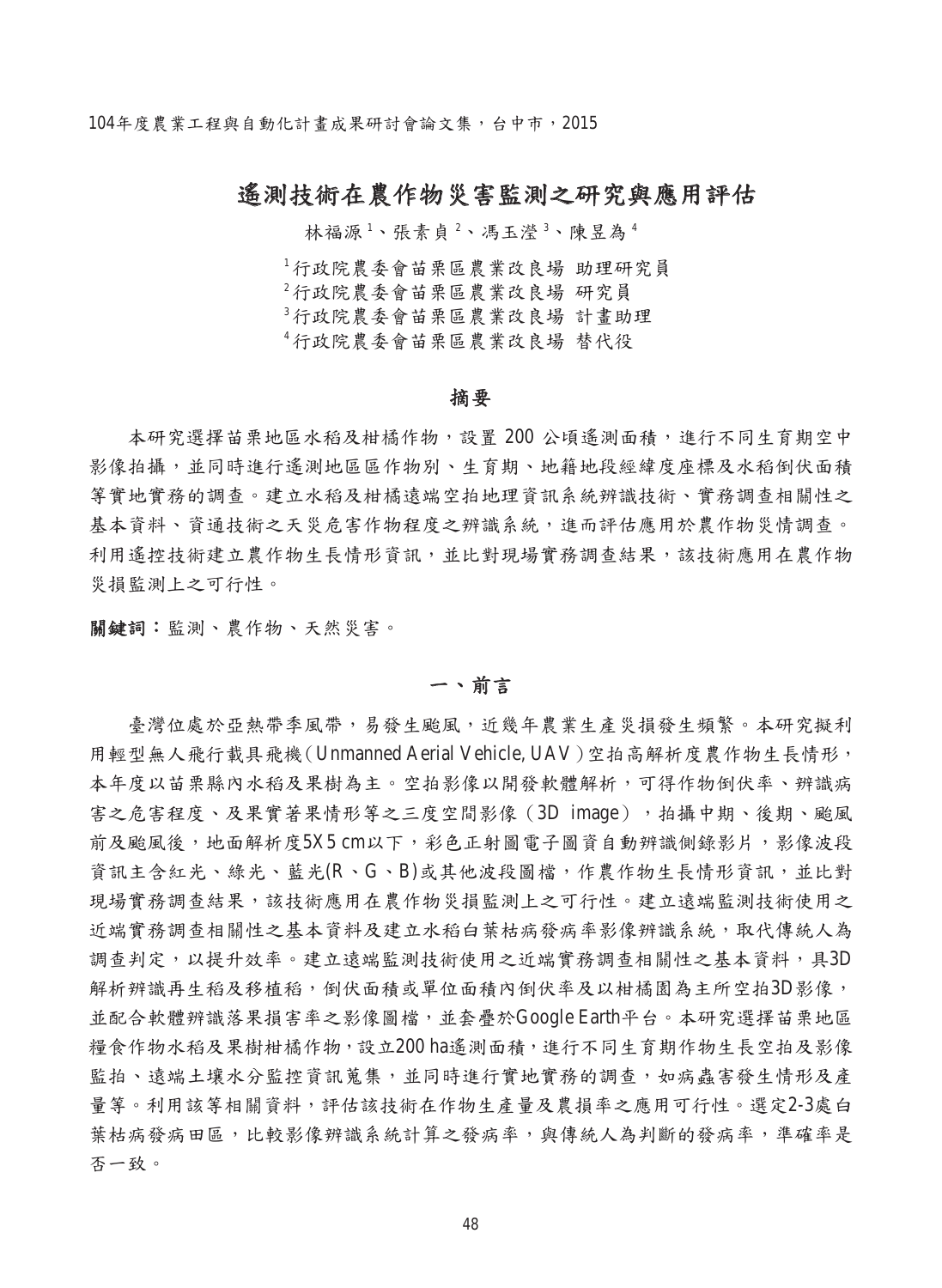# 遙測技術在農作物災害監測之研究與應用評估

林福源[1]、張素貞[2]、馮玉瑩[3]、陳昱為[4]

[1]行政院農委會苗栗區農業改良場 助理研究員
[2]行政院農委會苗栗區農業改良場 研究員
[3]行政院農委會苗栗區農業改良場 計畫助理
[4]行政院農委會苗栗區農業改良場 替代役

## 摘要

本研究選擇苗栗地區水稻及柑橘作物，設置 200 公頃遙測面積，進行不同生育期空中影像拍攝，並同時進行遙測地區區作物別、生育期、地籍地段經緯度座標及水稻倒伏面積等實地實務的調查。建立水稻及柑橘遠端空拍地理資訊系統辨識技術、實務調查相關性之基本資料、資通技術之天災危害作物程度之辨識系統，進而評估應用於農作物災情調查。利用遙控技術建立農作物生長情形資訊，並比對現場實務調查結果，該技術應用在農作物災損監測上之可行性。

**關鍵詞：**監測、農作物、天然災害。

## 一、前言

臺灣位處於亞熱帶季風帶，易發生颱風，近幾年農業生產災損發生頻繁。本研究擬利用輕型無人飛行載具飛機(Unmanned Aerial Vehicle, UAV)空拍高解析度農作物生長情形，本年度以苗栗縣內水稻及果樹為主。空拍影像以開發軟體解析，可得作物倒伏率、辨識病害之危害程度、及果實著果情形等之三度空間影像（3D image），拍攝中期、後期、颱風前及颱風後，地面解析度5X5 cm以下，彩色正射圖電子圖資自動辨識側錄影片，影像波段資訊主含紅光、綠光、藍光(R、G、B)或其他波段圖檔，作農作物生長情形資訊，並比對現場實務調查結果，該技術應用在農作物災損監測上之可行性。建立遠端監測技術使用之近端實務調查相關性之基本資料及建立水稻白葉枯病發病率影像辨識系統，取代傳統人為調查判定，以提升效率。建立遠端監測技術使用之近端實務調查相關性之基本資料，具3D解析辨識再生稻及移植稻，倒伏面積或單位面積內倒伏率及以柑橘園為主所空拍3D影像，並配合軟體辨識落果損害率之影像圖檔，並套疊於Google Earth平台。本研究選擇苗栗地區糧食作物水稻及果樹柑橘作物，設立200 ha遙測面積，進行不同生育期作物生長空拍及影像監拍、遠端土壤水分監控資訊蒐集，並同時進行實地實務的調查，如病蟲害發生情形及產量等。利用該等相關資料，評估該技術在作物生產量及農損率之應用可行性。選定2-3處白葉枯病發病田區，比較影像辨識系統計算之發病率，與傳統人為判斷的發病率，準確率是否一致。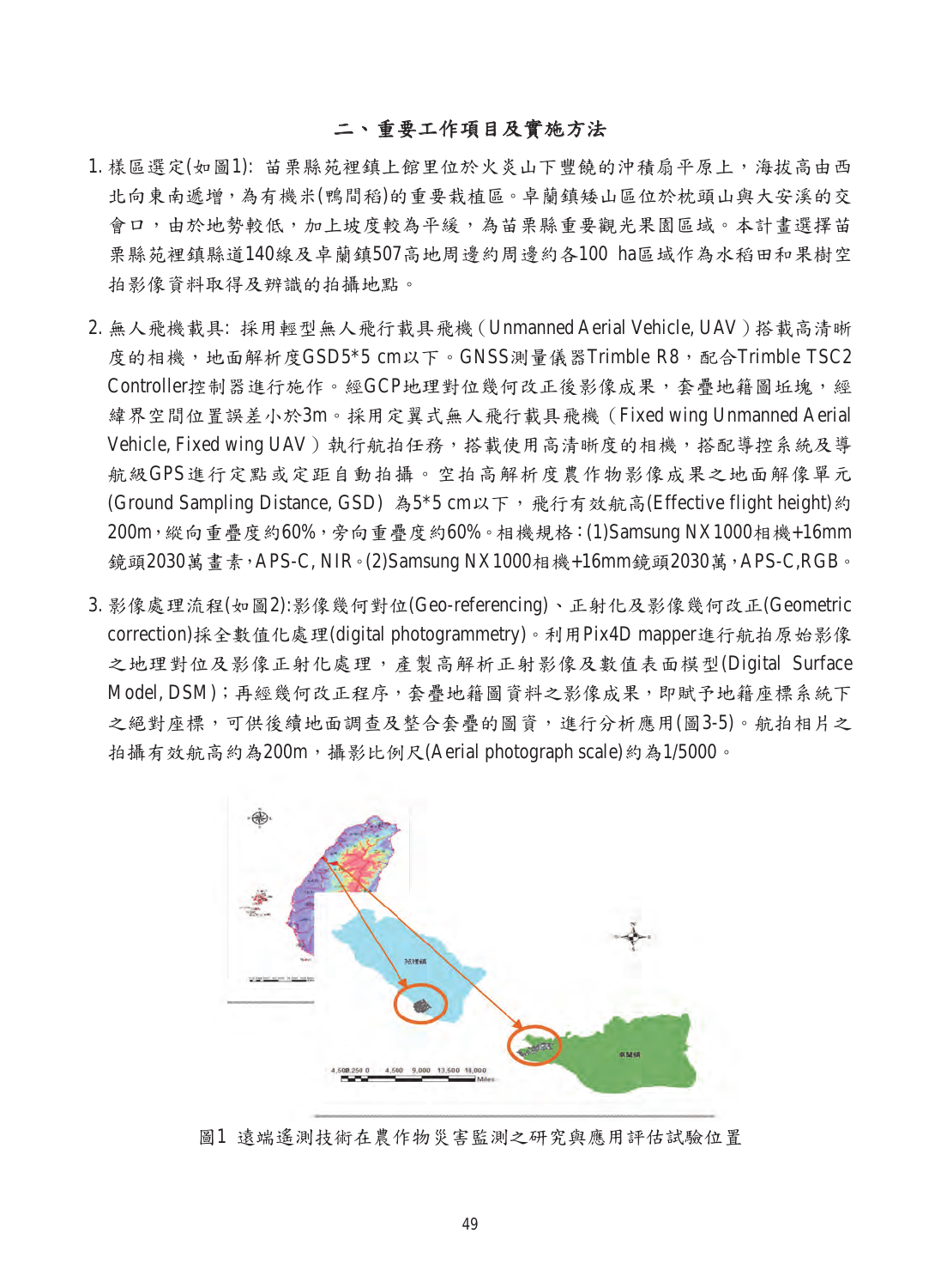## 二、重要工作項目及實施方法

1. 樣區選定(如圖1): 苗栗縣苑裡鎮上館里位於火炎山下豐饒的沖積扇平原上，海拔高由西北向東南遞增，為有機米(鴨間稻)的重要栽植區。卓蘭鎮矮山區位於枕頭山與大安溪的交會口，由於地勢較低，加上坡度較為平緩，為苗栗縣重要觀光果園區域。本計畫選擇苗栗縣苑裡鎮縣道140線及卓蘭鎮507高地周邊約周邊約各100 ha區域作為水稻田和果樹空拍影像資料取得及辨識的拍攝地點。

2. 無人飛機載具: 採用輕型無人飛行載具飛機（Unmanned Aerial Vehicle, UAV）搭載高清晰度的相機，地面解析度GSD5*5 cm以下。GNSS測量儀器Trimble R8，配合Trimble TSC2 Controller控制器進行施作。經GCP地理對位幾何改正後影像成果，套疊地籍圖坵塊，經緯界空間位置誤差小於3m。採用定翼式無人飛行載具飛機（Fixed wing Unmanned Aerial Vehicle, Fixed wing UAV）執行航拍任務，搭載使用高清晰度的相機，搭配導控系統及導航級GPS進行定點或定距自動拍攝。空拍高解析度農作物影像成果之地面解像單元(Ground Sampling Distance, GSD) 為5*5 cm以下，飛行有效航高(Effective flight height)約200m，縱向重疊度約60%，旁向重疊度約60%。相機規格：(1)Samsung NX1000相機+16mm鏡頭2030萬畫素，APS-C, NIR。(2)Samsung NX1000相機+16mm鏡頭2030萬，APS-C,RGB。

3. 影像處理流程(如圖2):影像幾何對位(Geo-referencing)、正射化及影像幾何改正(Geometric correction)採全數值化處理(digital photogrammetry)。利用Pix4D mapper進行航拍原始影像之地理對位及影像正射化處理，產製高解析正射影像及數值表面模型(Digital Surface Model, DSM)；再經幾何改正程序，套疊地籍圖資料之影像成果，即賦予地籍座標系統下之絕對座標，可供後續地面調查及整合套疊的圖資，進行分析應用(圖3-5)。航拍相片之拍攝有效航高約為200m，攝影比例尺(Aerial photograph scale)約為1/5000。

圖1 遠端遙測技術在農作物災害監測之研究與應用評估試驗位置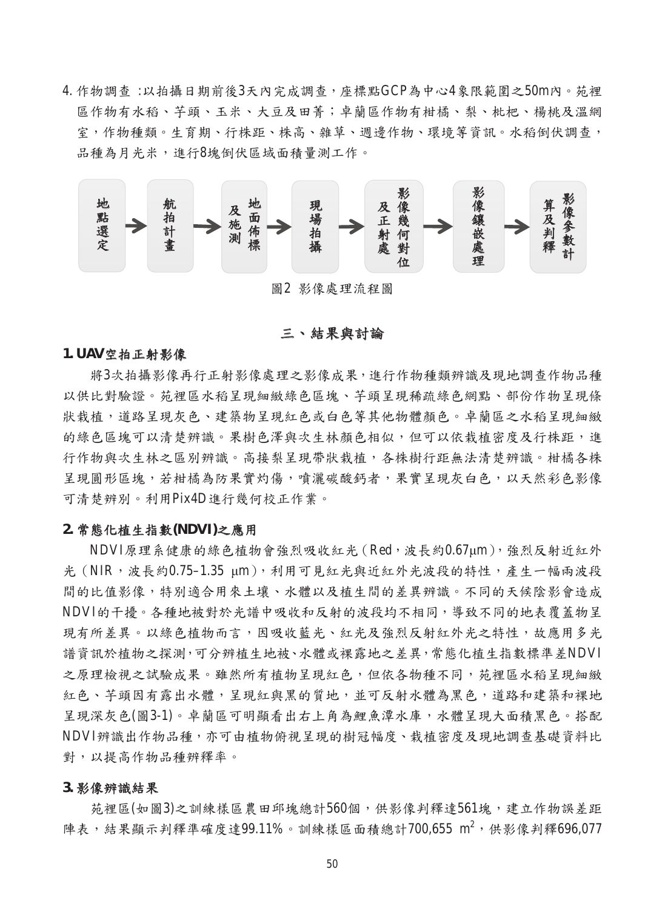4. 作物調查 :以拍攝日期前後3天內完成調查，座標點GCP為中心4象限範圍之50m內。苑裡區作物有水稻、芋頭、玉米、大豆及田菁；卓蘭區作物有柑橘、梨、枇杷、楊桃及溫網室，作物種類。生育期、行株距、株高、雜草、週邊作物、環境等資訊。水稻倒伏調查，品種為月光米，進行8塊倒伏區域面積量測工作。

地點選定 → 航拍計畫 → 地面佈標及施測 → 現場拍攝 → 影像幾何對位及正射處 → 影像鑲嵌處理 → 影像參數計算及判釋

圖2 影像處理流程圖

## 三、結果與討論

### 1. UAV空拍正射影像

將3次拍攝影像再行正射影像處理之影像成果，進行作物種類辨識及現地調查作物品種以供比對驗證。苑裡區水稻呈現細緻綠色區塊、芋頭呈現稀疏綠色網點、部份作物呈現條狀栽植，道路呈現灰色、建築物呈現紅色或白色等其他物體顏色。卓蘭區之水稻呈現細緻的綠色區塊可以清楚辨識。果樹色澤與次生林顏色相似，但可以依栽植密度及行株距，進行作物與次生林之區別辨識。高接梨呈現帶狀栽植，各株樹行距無法清楚辨識。柑橘各株呈現圓形區塊，若柑橘為防果實灼傷，噴灑碳酸鈣者，果實呈現灰白色，以天然彩色影像可清楚辨別。利用Pix4D進行幾何校正作業。

### 2. 常態化植生指數(NDVI)之應用

NDVI原理系健康的綠色植物會強烈吸收紅光（Red，波長約0.67μm），強烈反射近紅外光（NIR，波長約0.75–1.35 μm），利用可見紅光與近紅外光波段的特性，產生一幅兩波段間的比值影像，特別適合用來土壤、水體以及植生間的差異辨識。不同的天候陰影會造成NDVI的干擾。各種地被對於光譜中吸收和反射的波段均不相同，導致不同的地表覆蓋物呈現有所差異。以綠色植物而言，因吸收藍光、紅光及強烈反射紅外光之特性，故應用多光譜資訊於植物之探測，可分辨植生地被、水體或裸露地之差異，常態化植生指數標準差NDVI之原理檢視之試驗成果。雖然所有植物呈現紅色，但依各物種不同，苑裡區水稻呈現細緻紅色、芋頭因有露出水體，呈現紅與黑的質地，並可反射水體為黑色，道路和建築和裸地呈現深灰色(圖3-1)。卓蘭區可明顯看出右上角為鯉魚潭水庫，水體呈現大面積黑色。搭配NDVI辨識出作物品種，亦可由植物俯視呈現的樹冠幅度、栽植密度及現地調查基礎資料比對，以提高作物品種辨釋率。

### 3. 影像辨識結果

苑裡區(如圖3)之訓練樣區農田邱塊總計560個，供影像判釋達561塊，建立作物誤差距陣表，結果顯示判釋準確度達99.11%。訓練樣區面積總計700,655 $m^2$，供影像判釋696,077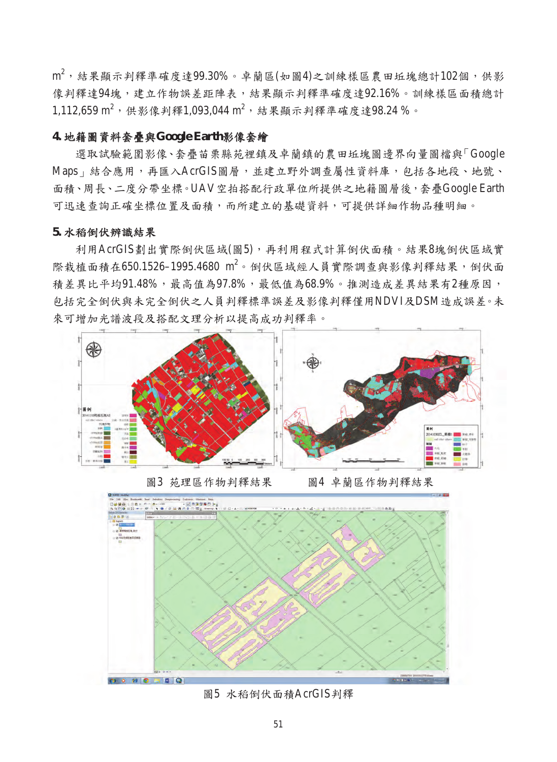$m^2$，結果顯示判釋準確度達99.30%。卓蘭區(如圖4)之訓練樣區農田坵塊總計102個，供影像判釋達94塊，建立作物誤差距陣表，結果顯示判釋準確度達92.16%。訓練樣區面積總計1,112,659 $m^2$，供影像判釋1,093,044 $m^2$，結果顯示判釋準確度達98.24 %。

**4. 地籍圖資料套疊與Google Earth影像套繪**

選取試驗範圍影像、套疊苗栗縣苑裡鎮及卓蘭鎮的農田坵塊圖邊界向量圖檔與「Google Maps」結合應用，再匯入ArcGIS圖層，並建立野外調查屬性資料庫，包括各地段、地號、面積、周長、二度分帶坐標。UAV空拍搭配行政單位所提供之地籍圖層後，套疊Google Earth可迅速查詢正確坐標位置及面積，而所建立的基礎資料，可提供詳細作物品種明細。

**5. 水稻倒伏辨識結果**

利用ArcGIS劃出實際倒伏區域(圖5)，再利用程式計算倒伏面積。結果8塊倒伏區域實際栽植面積在650.1526–1995.4680 $m^2$。倒伏區域經人員實際調查與影像判釋結果，倒伏面積差異比平均91.48%，最高值為97.8%，最低值為68.9%。推測造成差異結果有2種原因，包括完全倒伏與未完全倒伏之人員判釋標準誤差及影像判釋僅用NDVI及DSM造成誤差。未來可增加光譜波段及搭配文理分析以提高成功判釋率。

圖3 苑理區作物判釋結果　　圖4 卓蘭區作物判釋結果

圖5 水稻倒伏面積ArcGIS判釋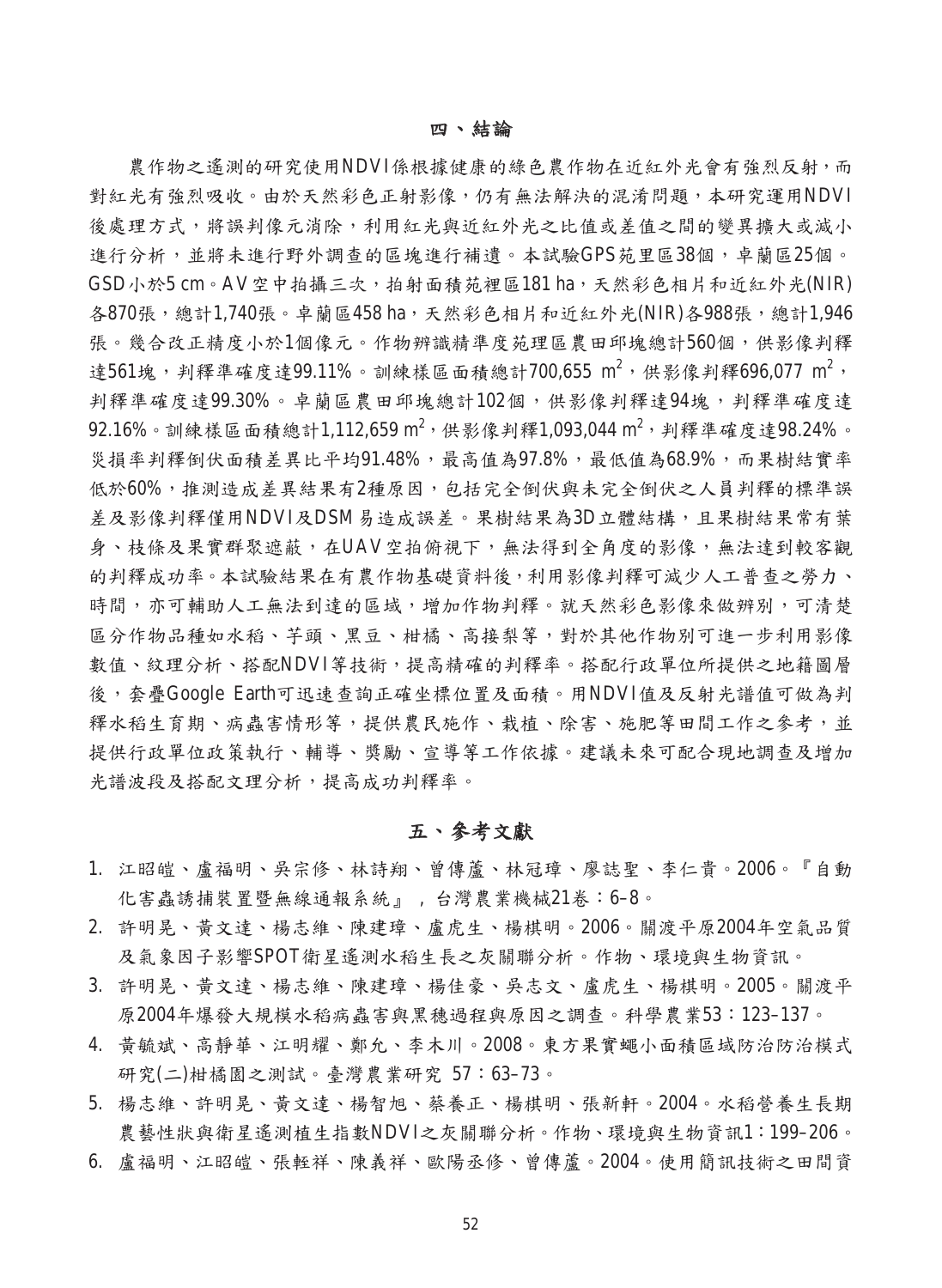## 四、結論

農作物之遙測的研究使用NDVI係根據健康的綠色農作物在近紅外光會有強烈反射，而對紅光有強烈吸收。由於天然彩色正射影像，仍有無法解決的混淆問題，本研究運用NDVI後處理方式，將誤判像元消除，利用紅光與近紅外光之比值或差值之間的變異擴大或減小進行分析，並將未進行野外調查的區塊進行補遺。本試驗GPS苑里區38個，卓蘭區25個。GSD小於5 cm。AV空中拍攝三次，拍射面積苑裡區181 ha，天然彩色相片和近紅外光(NIR)各870張，總計1,740張。卓蘭區458 ha，天然彩色相片和近紅外光(NIR)各988張，總計1,946張。幾合改正精度小於1個像元。作物辨識精準度苑理區農田邱塊總計560個，供影像判釋達561塊，判釋準確度達99.11%。訓練樣區面積總計700,655 $m^2$，供影像判釋696,077 $m^2$，判釋準確度達99.30%。卓蘭區農田邱塊總計102個，供影像判釋達94塊，判釋準確度達92.16%。訓練樣區面積總計1,112,659 $m^2$，供影像判釋1,093,044 $m^2$，判釋準確度達98.24%。災損率判釋倒伏面積差異比平均91.48%，最高值為97.8%，最低值為68.9%，而果樹結實率低於60%，推測造成差異結果有2種原因，包括完全倒伏與未完全倒伏之人員判釋的標準誤差及影像判釋僅用NDVI及DSM易造成誤差。果樹結果為3D立體結構，且果樹結果常有葉身、枝條及果實群聚遮蔽，在UAV空拍俯視下，無法得到全角度的影像，無法達到較客觀的判釋成功率。本試驗結果在有農作物基礎資料後，利用影像判釋可減少人工普查之勞力、時間，亦可輔助人工無法到達的區域，增加作物判釋。就天然彩色影像來做辨別，可清楚區分作物品種如水稻、芋頭、黑豆、柑橘、高接梨等，對於其他作物別可進一步利用影像數值、紋理分析、搭配NDVI等技術，提高精確的判釋率。搭配行政單位所提供之地籍圖層後，套疊Google Earth可迅速查詢正確坐標位置及面積。用NDVI值及反射光譜值可做為判釋水稻生育期、病蟲害情形等，提供農民施作、栽植、除害、施肥等田間工作之參考，並提供行政單位政策執行、輔導、獎勵、宣導等工作依據。建議未來可配合現地調查及增加光譜波段及搭配文理分析，提高成功判釋率。

## 五、參考文獻

1. 江昭皚、盧福明、吳宗修、林詩翔、曾傳蘆、林冠璋、廖誌聖、李仁貴。2006。『自動化害蟲誘捕裝置暨無線通報系統』，台灣農業機械21卷：6–8。
2. 許明晃、黃文達、楊志維、陳建璋、盧虎生、楊棋明。2006。關渡平原2004年空氣品質及氣象因子影響SPOT衛星遙測水稻生長之灰關聯分析。作物、環境與生物資訊。
3. 許明晃、黃文達、楊志維、陳建璋、楊佳豪、吳志文、盧虎生、楊棋明。2005。關渡平原2004年爆發大規模水稻病蟲害與黑穗過程與原因之調查。科學農業53：123–137。
4. 黃毓斌、高靜華、江明耀、鄭允、李木川。2008。東方果實蠅小面積區域防治防治模式研究(二)柑橘園之測試。臺灣農業研究 57：63–73。
5. 楊志維、許明晃、黃文達、楊智旭、蔡養正、楊棋明、張新軒。2004。水稻營養生長期農藝性狀與衛星遙測植生指數NDVI之灰關聯分析。作物、環境與生物資訊1：199–206。
6. 盧福明、江昭皚、張軽祥、陳義祥、歐陽丞修、曾傳蘆。2004。使用簡訊技術之田間資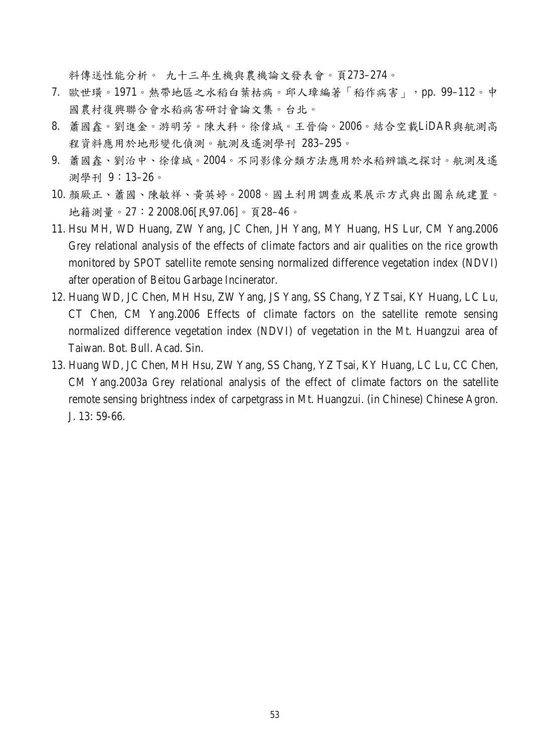料傳送性能分析。 九十三年生機與農機論文發表會。頁273–274。

7. 歐世璜。1971。熱帶地區之水稻白葉枯病。邱人璋編著「稻作病害」，pp. 99–112。中國農村復興聯合會水稻病害研討會論文集。台北。
8. 蕭國鑫。劉進金。游明芳。陳大科。徐偉城。王晉倫。2006。結合空載LiDAR與航測高程資料應用於地形變化偵測。航測及遙測學刊 283–295。
9. 蕭國鑫、劉治中、徐偉城。2004。不同影像分類方法應用於水稻辨識之探討。航測及遙測學刊 9：13–26。
10. 顏厥正、蕭國、陳敏祥、黃英婷。2008。國土利用調查成果展示方式與出圖系統建置。地籍測量。27：2 2008.06[民97.06]。頁28–46。
11. Hsu MH, WD Huang, ZW Yang, JC Chen, JH Yang, MY Huang, HS Lur, CM Yang.2006 Grey relational analysis of the effects of climate factors and air qualities on the rice growth monitored by SPOT satellite remote sensing normalized difference vegetation index (NDVI) after operation of Beitou Garbage Incinerator.
12. Huang WD, JC Chen, MH Hsu, ZW Yang, JS Yang, SS Chang, YZ Tsai, KY Huang, LC Lu, CT Chen, CM Yang.2006 Effects of climate factors on the satellite remote sensing normalized difference vegetation index (NDVI) of vegetation in the Mt. Huangzui area of Taiwan. Bot. Bull. Acad. Sin.
13. Huang WD, JC Chen, MH Hsu, ZW Yang, SS Chang, YZ Tsai, KY Huang, LC Lu, CC Chen, CM Yang.2003a Grey relational analysis of the effect of climate factors on the satellite remote sensing brightness index of carpetgrass in Mt. Huangzui. (in Chinese) Chinese Agron. J. 13: 59-66.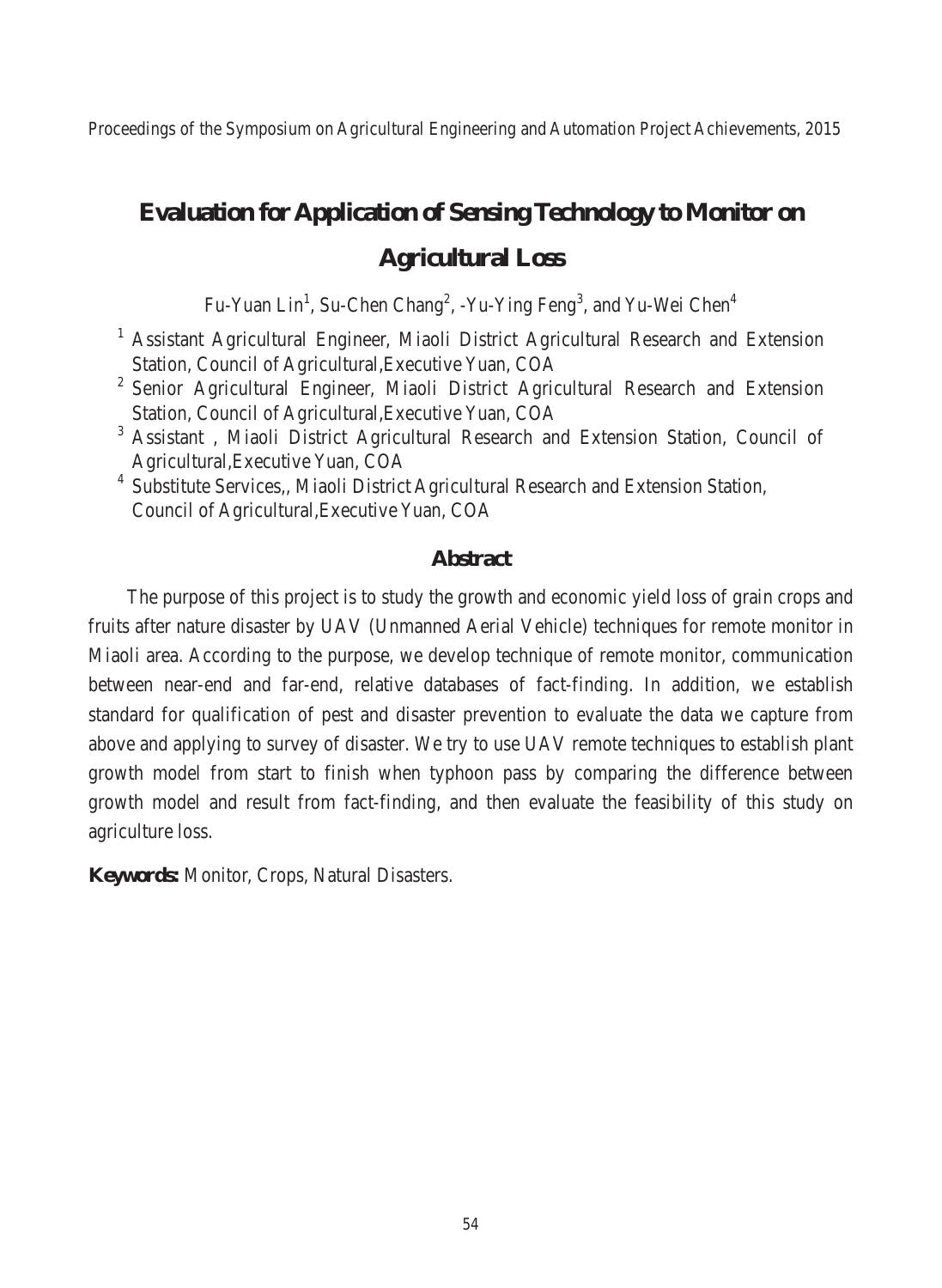# Evaluation for Application of Sensing Technology to Monitor on Agricultural Loss

Fu-Yuan Lin[1], Su-Chen Chang[2], -Yu-Ying Feng[3], and Yu-Wei Chen[4]

[1] Assistant Agricultural Engineer, Miaoli District Agricultural Research and Extension Station, Council of Agricultural,Executive Yuan, COA

[2] Senior Agricultural Engineer, Miaoli District Agricultural Research and Extension Station, Council of Agricultural,Executive Yuan, COA

[3] Assistant , Miaoli District Agricultural Research and Extension Station, Council of Agricultural,Executive Yuan, COA

[4] Substitute Services,, Miaoli District Agricultural Research and Extension Station, Council of Agricultural,Executive Yuan, COA

## Abstract

The purpose of this project is to study the growth and economic yield loss of grain crops and fruits after nature disaster by UAV (Unmanned Aerial Vehicle) techniques for remote monitor in Miaoli area. According to the purpose, we develop technique of remote monitor, communication between near-end and far-end, relative databases of fact-finding. In addition, we establish standard for qualification of pest and disaster prevention to evaluate the data we capture from above and applying to survey of disaster. We try to use UAV remote techniques to establish plant growth model from start to finish when typhoon pass by comparing the difference between growth model and result from fact-finding, and then evaluate the feasibility of this study on agriculture loss.

**Keywords:** Monitor, Crops, Natural Disasters.